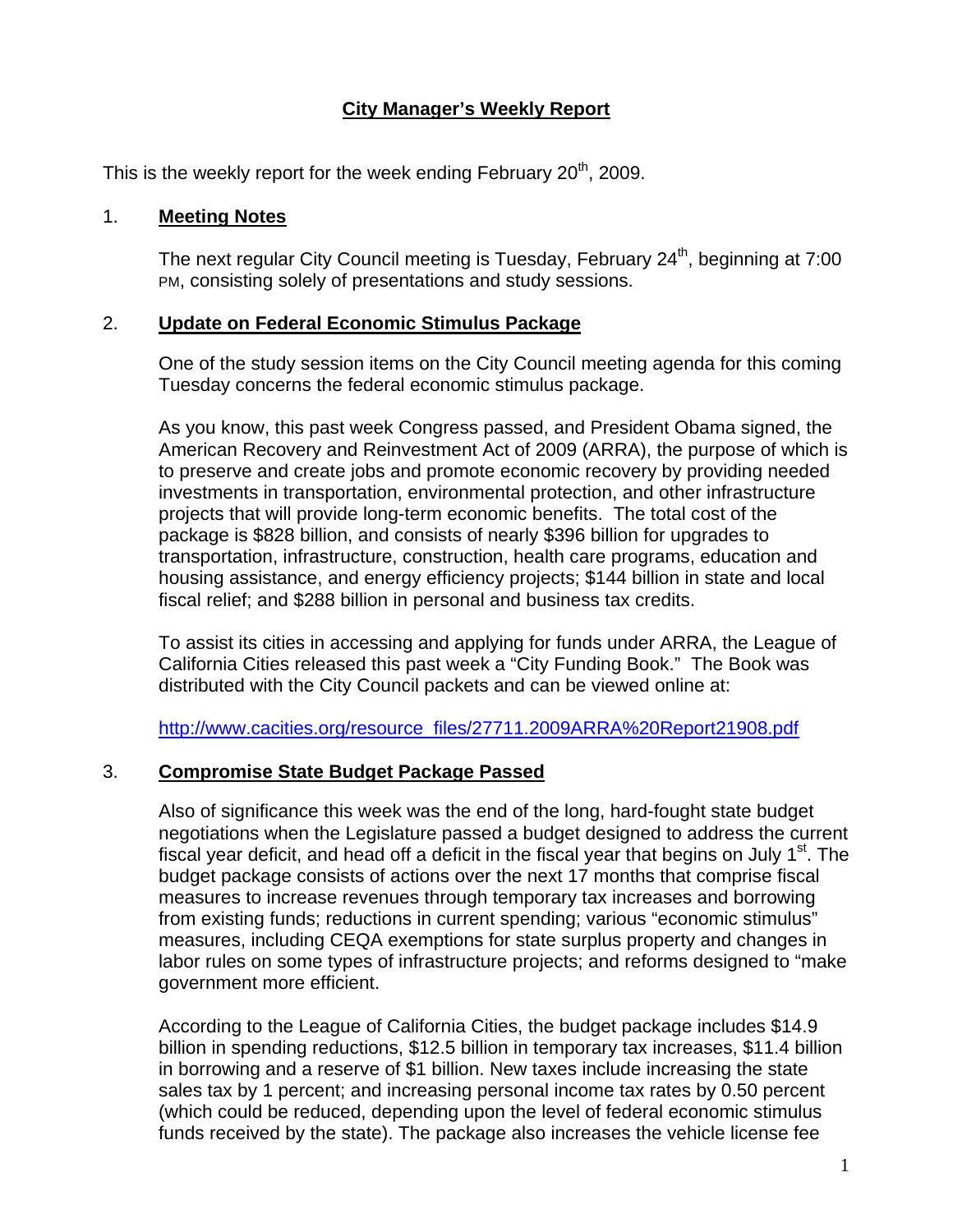# City Manager's Weekly Report

This is the weekly report for the week ending February 20th, 2009.

## 1. Meeting Notes

The next regular City Council meeting is Tuesday, February 24th, beginning at 7:00 PM, consisting solely of presentations and study sessions.

## 2. Update on Federal Economic Stimulus Package

One of the study session items on the City Council meeting agenda for this coming Tuesday concerns the federal economic stimulus package.

As you know, this past week Congress passed, and President Obama signed, the American Recovery and Reinvestment Act of 2009 (ARRA), the purpose of which is to preserve and create jobs and promote economic recovery by providing needed investments in transportation, environmental protection, and other infrastructure projects that will provide long-term economic benefits. The total cost of the package is $828 billion, and consists of nearly $396 billion for upgrades to transportation, infrastructure, construction, health care programs, education and housing assistance, and energy efficiency projects; $144 billion in state and local fiscal relief; and $288 billion in personal and business tax credits.

To assist its cities in accessing and applying for funds under ARRA, the League of California Cities released this past week a "City Funding Book." The Book was distributed with the City Council packets and can be viewed online at:

http://www.cacities.org/resource_files/27711.2009ARRA%20Report21908.pdf

## 3. Compromise State Budget Package Passed

Also of significance this week was the end of the long, hard-fought state budget negotiations when the Legislature passed a budget designed to address the current fiscal year deficit, and head off a deficit in the fiscal year that begins on July 1st. The budget package consists of actions over the next 17 months that comprise fiscal measures to increase revenues through temporary tax increases and borrowing from existing funds; reductions in current spending; various "economic stimulus" measures, including CEQA exemptions for state surplus property and changes in labor rules on some types of infrastructure projects; and reforms designed to "make government more efficient.

According to the League of California Cities, the budget package includes $14.9 billion in spending reductions, $12.5 billion in temporary tax increases, $11.4 billion in borrowing and a reserve of $1 billion. New taxes include increasing the state sales tax by 1 percent; and increasing personal income tax rates by 0.50 percent (which could be reduced, depending upon the level of federal economic stimulus funds received by the state). The package also increases the vehicle license fee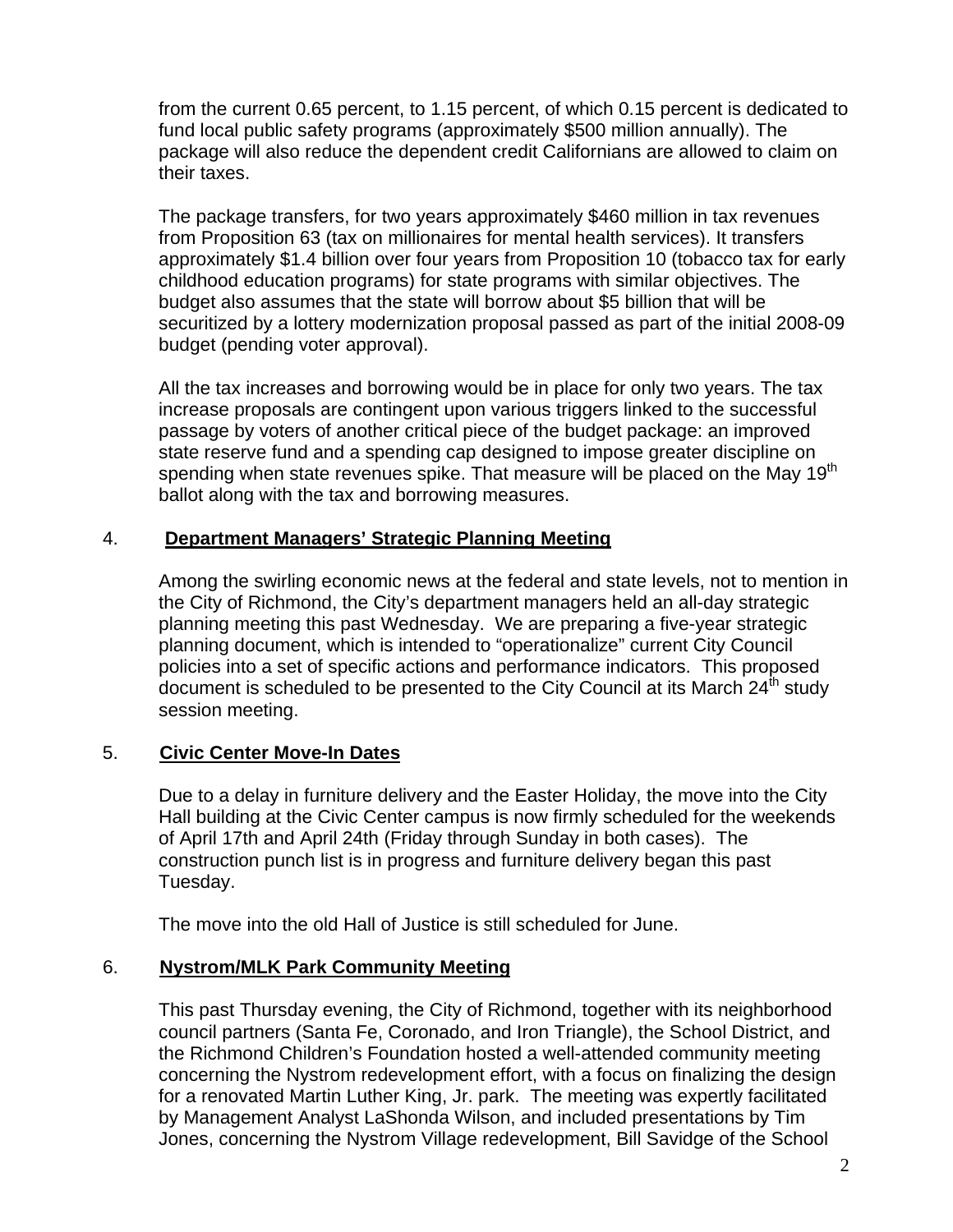from the current 0.65 percent, to 1.15 percent, of which 0.15 percent is dedicated to fund local public safety programs (approximately $500 million annually). The package will also reduce the dependent credit Californians are allowed to claim on their taxes.

The package transfers, for two years approximately $460 million in tax revenues from Proposition 63 (tax on millionaires for mental health services). It transfers approximately $1.4 billion over four years from Proposition 10 (tobacco tax for early childhood education programs) for state programs with similar objectives. The budget also assumes that the state will borrow about $5 billion that will be securitized by a lottery modernization proposal passed as part of the initial 2008-09 budget (pending voter approval).

All the tax increases and borrowing would be in place for only two years. The tax increase proposals are contingent upon various triggers linked to the successful passage by voters of another critical piece of the budget package: an improved state reserve fund and a spending cap designed to impose greater discipline on spending when state revenues spike. That measure will be placed on the May 19th ballot along with the tax and borrowing measures.

4. **Department Managers' Strategic Planning Meeting**

Among the swirling economic news at the federal and state levels, not to mention in the City of Richmond, the City's department managers held an all-day strategic planning meeting this past Wednesday. We are preparing a five-year strategic planning document, which is intended to "operationalize" current City Council policies into a set of specific actions and performance indicators. This proposed document is scheduled to be presented to the City Council at its March 24th study session meeting.

5. **Civic Center Move-In Dates**

Due to a delay in furniture delivery and the Easter Holiday, the move into the City Hall building at the Civic Center campus is now firmly scheduled for the weekends of April 17th and April 24th (Friday through Sunday in both cases). The construction punch list is in progress and furniture delivery began this past Tuesday.

The move into the old Hall of Justice is still scheduled for June.

6. **Nystrom/MLK Park Community Meeting**

This past Thursday evening, the City of Richmond, together with its neighborhood council partners (Santa Fe, Coronado, and Iron Triangle), the School District, and the Richmond Children's Foundation hosted a well-attended community meeting concerning the Nystrom redevelopment effort, with a focus on finalizing the design for a renovated Martin Luther King, Jr. park. The meeting was expertly facilitated by Management Analyst LaShonda Wilson, and included presentations by Tim Jones, concerning the Nystrom Village redevelopment, Bill Savidge of the School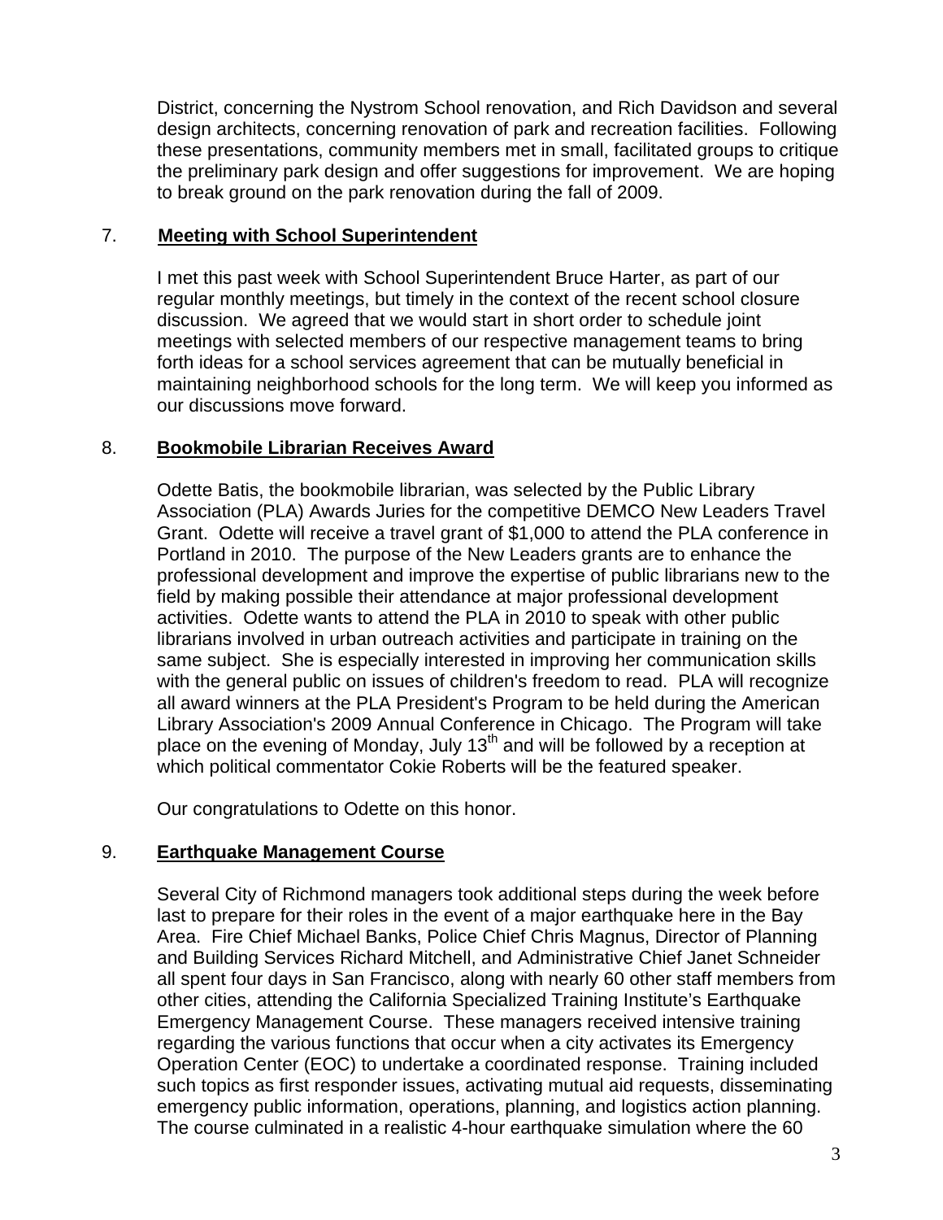District, concerning the Nystrom School renovation, and Rich Davidson and several design architects, concerning renovation of park and recreation facilities. Following these presentations, community members met in small, facilitated groups to critique the preliminary park design and offer suggestions for improvement. We are hoping to break ground on the park renovation during the fall of 2009.

7. **Meeting with School Superintendent**

I met this past week with School Superintendent Bruce Harter, as part of our regular monthly meetings, but timely in the context of the recent school closure discussion. We agreed that we would start in short order to schedule joint meetings with selected members of our respective management teams to bring forth ideas for a school services agreement that can be mutually beneficial in maintaining neighborhood schools for the long term. We will keep you informed as our discussions move forward.

8. **Bookmobile Librarian Receives Award**

Odette Batis, the bookmobile librarian, was selected by the Public Library Association (PLA) Awards Juries for the competitive DEMCO New Leaders Travel Grant. Odette will receive a travel grant of $1,000 to attend the PLA conference in Portland in 2010. The purpose of the New Leaders grants are to enhance the professional development and improve the expertise of public librarians new to the field by making possible their attendance at major professional development activities. Odette wants to attend the PLA in 2010 to speak with other public librarians involved in urban outreach activities and participate in training on the same subject. She is especially interested in improving her communication skills with the general public on issues of children's freedom to read. PLA will recognize all award winners at the PLA President's Program to be held during the American Library Association's 2009 Annual Conference in Chicago. The Program will take place on the evening of Monday, July 13th and will be followed by a reception at which political commentator Cokie Roberts will be the featured speaker.

Our congratulations to Odette on this honor.

9. **Earthquake Management Course**

Several City of Richmond managers took additional steps during the week before last to prepare for their roles in the event of a major earthquake here in the Bay Area. Fire Chief Michael Banks, Police Chief Chris Magnus, Director of Planning and Building Services Richard Mitchell, and Administrative Chief Janet Schneider all spent four days in San Francisco, along with nearly 60 other staff members from other cities, attending the California Specialized Training Institute's Earthquake Emergency Management Course. These managers received intensive training regarding the various functions that occur when a city activates its Emergency Operation Center (EOC) to undertake a coordinated response. Training included such topics as first responder issues, activating mutual aid requests, disseminating emergency public information, operations, planning, and logistics action planning. The course culminated in a realistic 4-hour earthquake simulation where the 60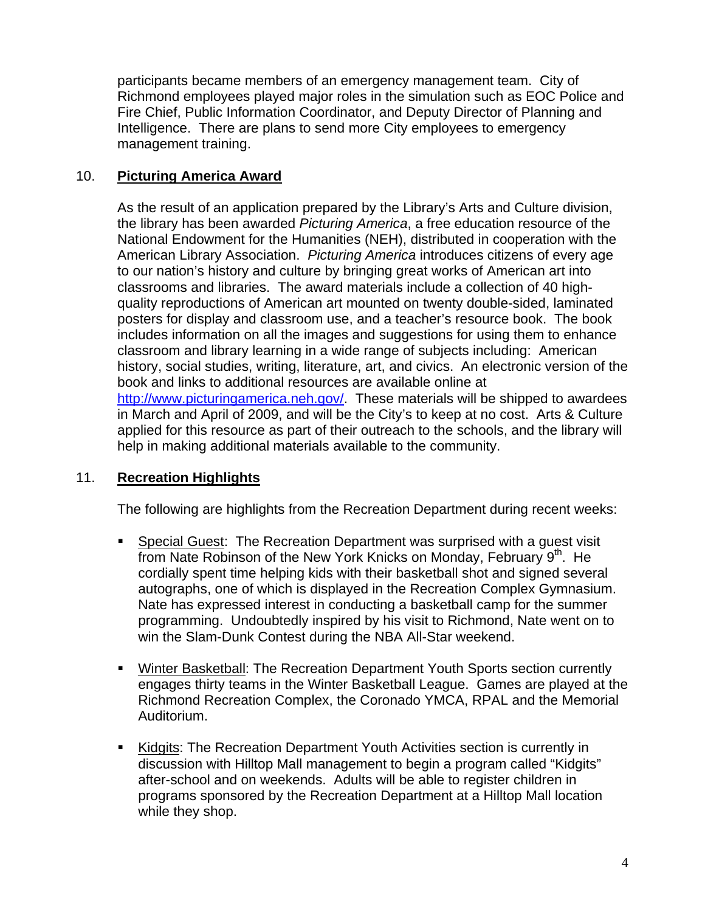participants became members of an emergency management team. City of Richmond employees played major roles in the simulation such as EOC Police and Fire Chief, Public Information Coordinator, and Deputy Director of Planning and Intelligence. There are plans to send more City employees to emergency management training.

## 10. **Picturing America Award**

As the result of an application prepared by the Library's Arts and Culture division, the library has been awarded *Picturing America*, a free education resource of the National Endowment for the Humanities (NEH), distributed in cooperation with the American Library Association. *Picturing America* introduces citizens of every age to our nation's history and culture by bringing great works of American art into classrooms and libraries. The award materials include a collection of 40 high-quality reproductions of American art mounted on twenty double-sided, laminated posters for display and classroom use, and a teacher's resource book. The book includes information on all the images and suggestions for using them to enhance classroom and library learning in a wide range of subjects including: American history, social studies, writing, literature, art, and civics. An electronic version of the book and links to additional resources are available online at [http://www.picturingamerica.neh.gov/](http://www.picturingamerica.neh.gov/). These materials will be shipped to awardees in March and April of 2009, and will be the City's to keep at no cost. Arts & Culture applied for this resource as part of their outreach to the schools, and the library will help in making additional materials available to the community.

## 11. **Recreation Highlights**

The following are highlights from the Recreation Department during recent weeks:

- Special Guest: The Recreation Department was surprised with a guest visit from Nate Robinson of the New York Knicks on Monday, February 9th. He cordially spent time helping kids with their basketball shot and signed several autographs, one of which is displayed in the Recreation Complex Gymnasium. Nate has expressed interest in conducting a basketball camp for the summer programming. Undoubtedly inspired by his visit to Richmond, Nate went on to win the Slam-Dunk Contest during the NBA All-Star weekend.

- Winter Basketball: The Recreation Department Youth Sports section currently engages thirty teams in the Winter Basketball League. Games are played at the Richmond Recreation Complex, the Coronado YMCA, RPAL and the Memorial Auditorium.

- Kidgits: The Recreation Department Youth Activities section is currently in discussion with Hilltop Mall management to begin a program called "Kidgits" after-school and on weekends. Adults will be able to register children in programs sponsored by the Recreation Department at a Hilltop Mall location while they shop.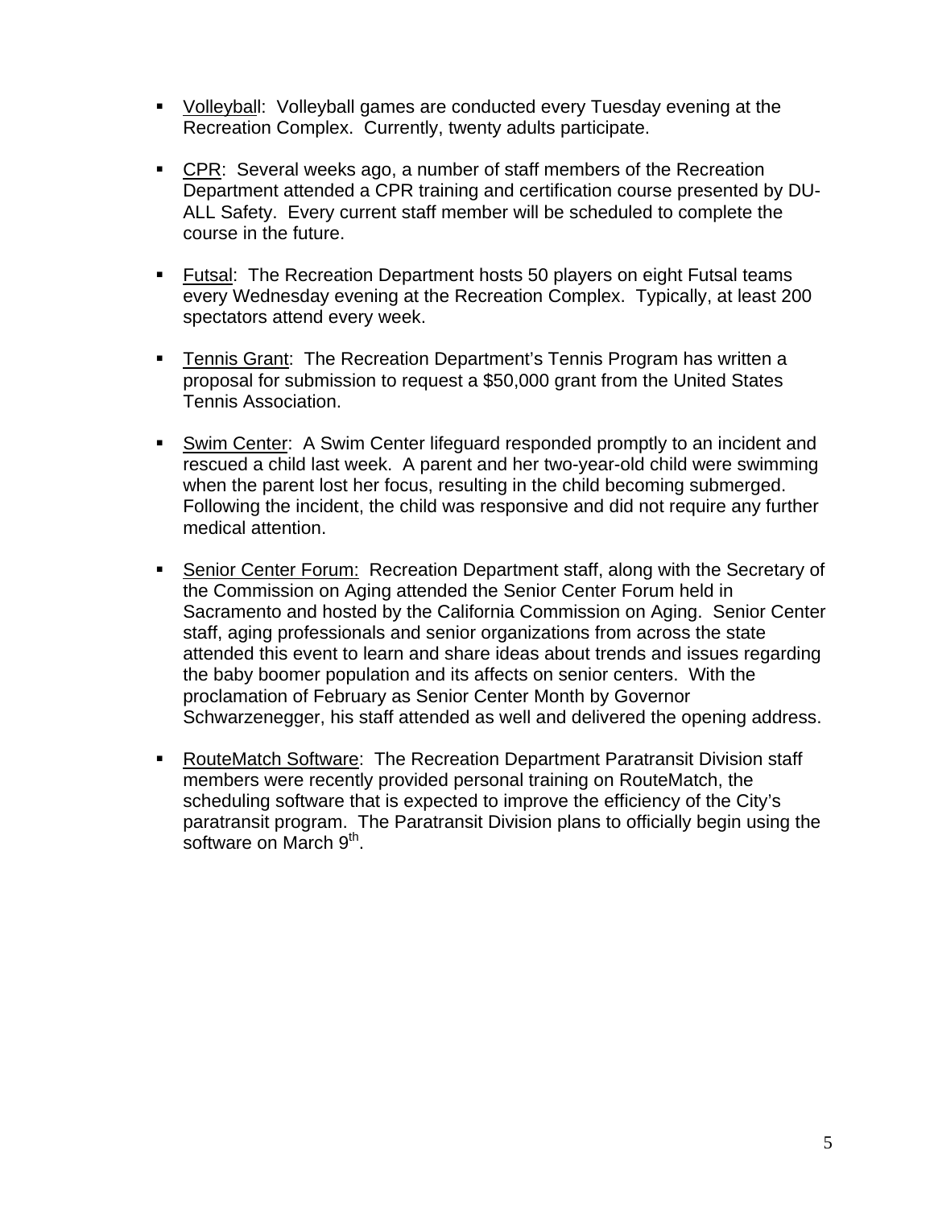- Volleyball: Volleyball games are conducted every Tuesday evening at the Recreation Complex. Currently, twenty adults participate.

- CPR: Several weeks ago, a number of staff members of the Recreation Department attended a CPR training and certification course presented by DU-ALL Safety. Every current staff member will be scheduled to complete the course in the future.

- Futsal: The Recreation Department hosts 50 players on eight Futsal teams every Wednesday evening at the Recreation Complex. Typically, at least 200 spectators attend every week.

- Tennis Grant: The Recreation Department's Tennis Program has written a proposal for submission to request a $50,000 grant from the United States Tennis Association.

- Swim Center: A Swim Center lifeguard responded promptly to an incident and rescued a child last week. A parent and her two-year-old child were swimming when the parent lost her focus, resulting in the child becoming submerged. Following the incident, the child was responsive and did not require any further medical attention.

- Senior Center Forum: Recreation Department staff, along with the Secretary of the Commission on Aging attended the Senior Center Forum held in Sacramento and hosted by the California Commission on Aging. Senior Center staff, aging professionals and senior organizations from across the state attended this event to learn and share ideas about trends and issues regarding the baby boomer population and its affects on senior centers. With the proclamation of February as Senior Center Month by Governor Schwarzenegger, his staff attended as well and delivered the opening address.

- RouteMatch Software: The Recreation Department Paratransit Division staff members were recently provided personal training on RouteMatch, the scheduling software that is expected to improve the efficiency of the City's paratransit program. The Paratransit Division plans to officially begin using the software on March 9th.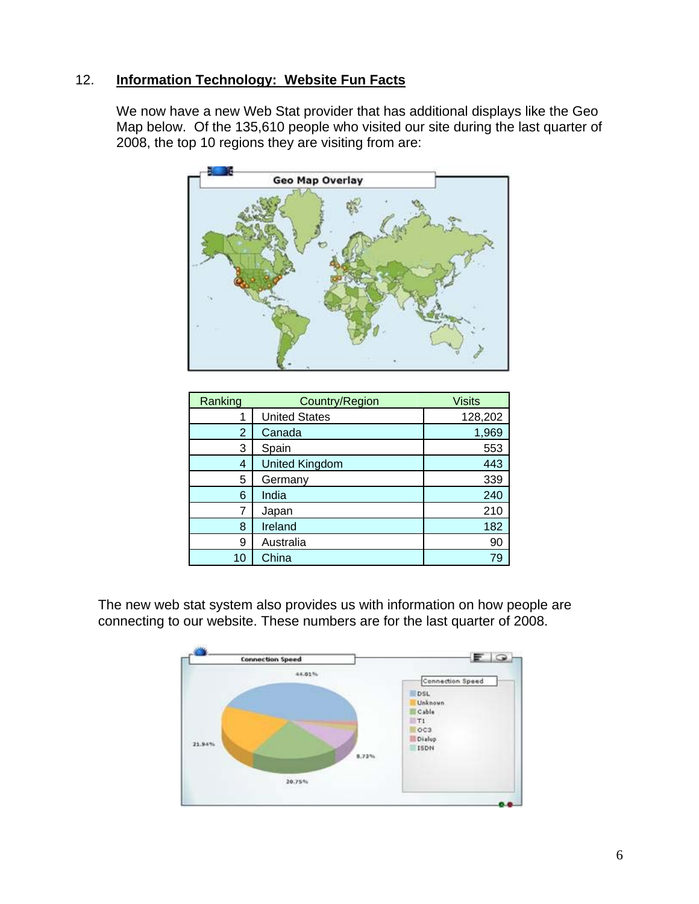## 12. **Information Technology: Website Fun Facts**

We now have a new Web Stat provider that has additional displays like the Geo Map below. Of the 135,610 people who visited our site during the last quarter of 2008, the top 10 regions they are visiting from are:

| Ranking | Country/Region | Visits |
|---|---|---|
| 1 | United States | 128,202 |
| 2 | Canada | 1,969 |
| 3 | Spain | 553 |
| 4 | United Kingdom | 443 |
| 5 | Germany | 339 |
| 6 | India | 240 |
| 7 | Japan | 210 |
| 8 | Ireland | 182 |
| 9 | Australia | 90 |
| 10 | China | 79 |

The new web stat system also provides us with information on how people are connecting to our website. These numbers are for the last quarter of 2008.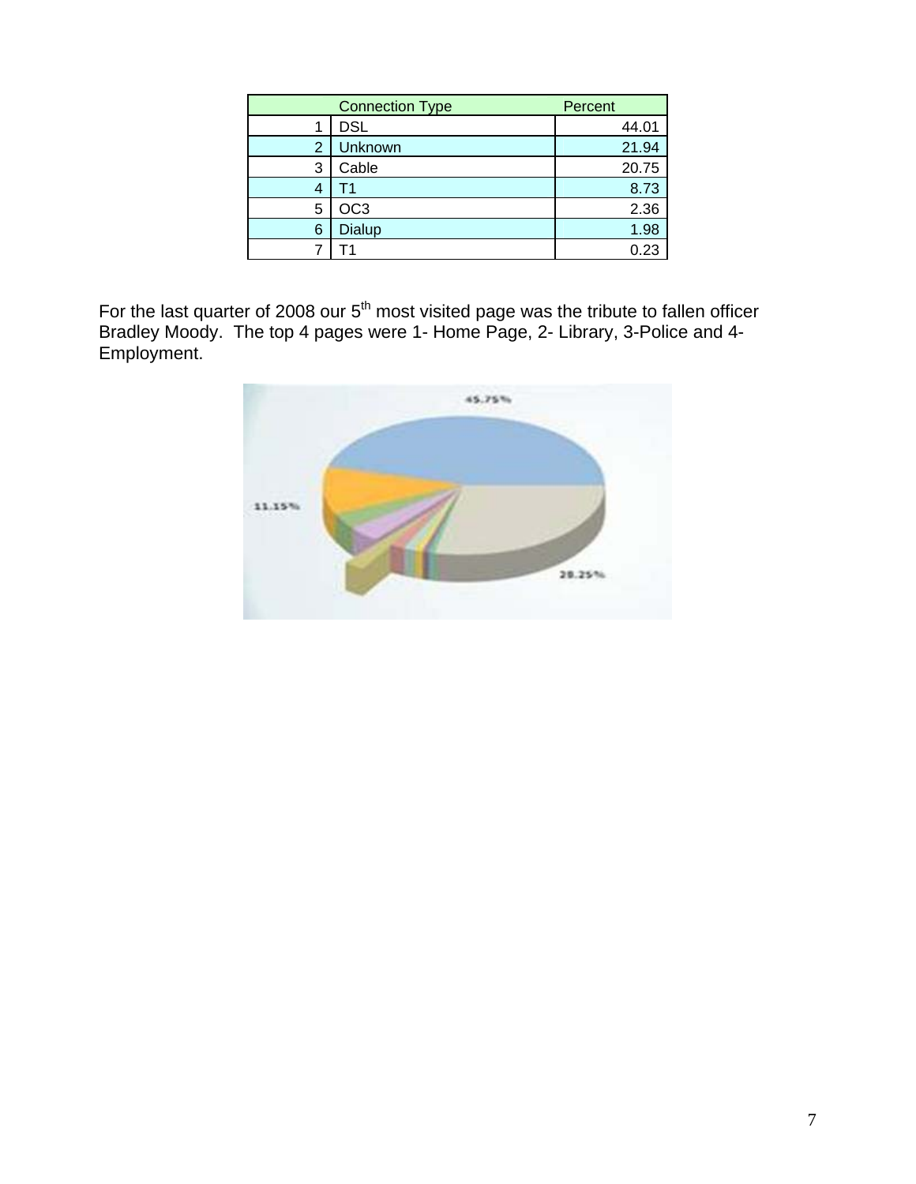| | Connection Type | Percent |
|---|---|---|
| 1 | DSL | 44.01 |
| 2 | Unknown | 21.94 |
| 3 | Cable | 20.75 |
| 4 | T1 | 8.73 |
| 5 | OC3 | 2.36 |
| 6 | Dialup | 1.98 |
| 7 | T1 | 0.23 |

For the last quarter of 2008 our 5th most visited page was the tribute to fallen officer Bradley Moody. The top 4 pages were 1- Home Page, 2- Library, 3-Police and 4- Employment.

45.75%

11.15%

28.25%